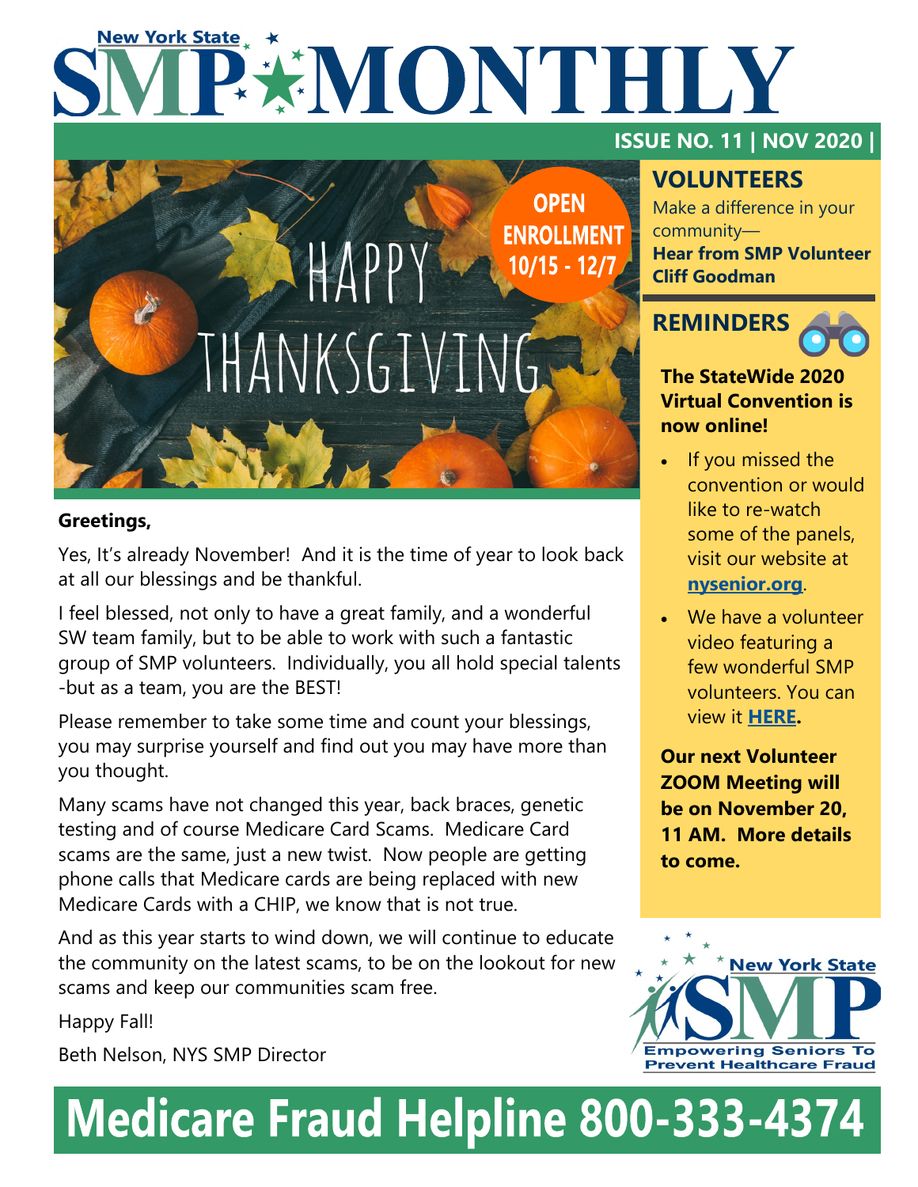# New York State SMP MONTHLY

**ISSUE NO. 11 | NOV 2020 |**

HAPPY THANKSGIVING

OPEN ENROLLMENT 10/15 - 12/7

**Greetings,**

Yes, It's already November! And it is the time of year to look back at all our blessings and be thankful.

I feel blessed, not only to have a great family, and a wonderful SW team family, but to be able to work with such a fantastic group of SMP volunteers. Individually, you all hold special talents -but as a team, you are the BEST!

Please remember to take some time and count your blessings, you may surprise yourself and find out you may have more than you thought.

Many scams have not changed this year, back braces, genetic testing and of course Medicare Card Scams. Medicare Card scams are the same, just a new twist. Now people are getting phone calls that Medicare cards are being replaced with new Medicare Cards with a CHIP, we know that is not true.

And as this year starts to wind down, we will continue to educate the community on the latest scams, to be on the lookout for new scams and keep our communities scam free.

Happy Fall!

Beth Nelson, NYS SMP Director

## VOLUNTEERS

Make a difference in your community—
**Hear from SMP Volunteer Cliff Goodman**

## REMINDERS

**The StateWide 2020 Virtual Convention is now online!**

- If you missed the convention or would like to re-watch some of the panels, visit our website at **nysenior.org**.
- We have a volunteer video featuring a few wonderful SMP volunteers. You can view it **HERE**.

**Our next Volunteer ZOOM Meeting will be on November 20, 11 AM. More details to come.**

New York State SMP
Empowering Seniors To Prevent Healthcare Fraud

# Medicare Fraud Helpline 800-333-4374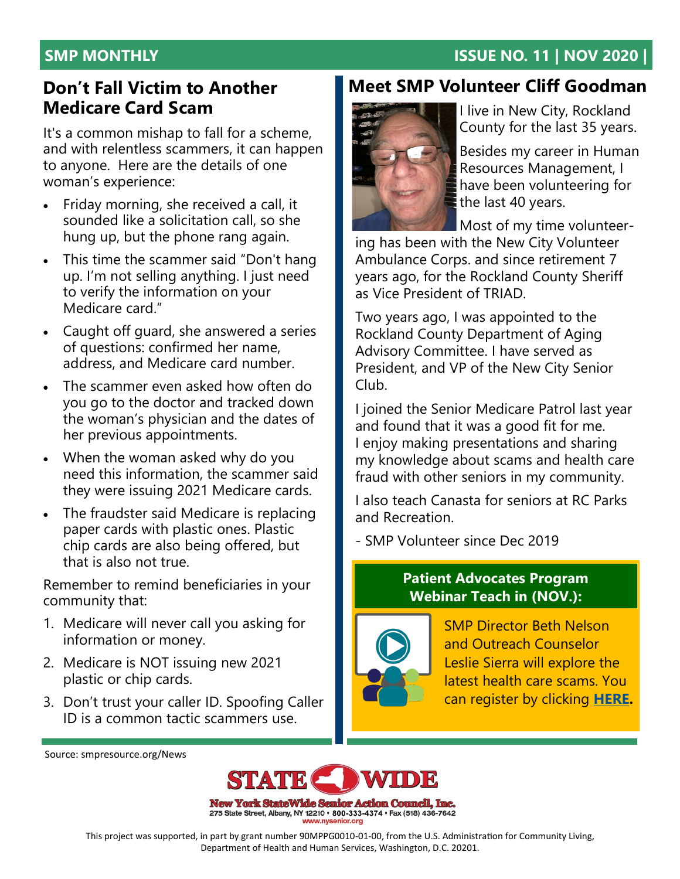**SMP MONTHLY** | **ISSUE NO. 11 | NOV 2020 |**

## Don't Fall Victim to Another Medicare Card Scam

It's a common mishap to fall for a scheme, and with relentless scammers, it can happen to anyone. Here are the details of one woman's experience:

- Friday morning, she received a call, it sounded like a solicitation call, so she hung up, but the phone rang again.
- This time the scammer said "Don't hang up. I'm not selling anything. I just need to verify the information on your Medicare card."
- Caught off guard, she answered a series of questions: confirmed her name, address, and Medicare card number.
- The scammer even asked how often do you go to the doctor and tracked down the woman's physician and the dates of her previous appointments.
- When the woman asked why do you need this information, the scammer said they were issuing 2021 Medicare cards.
- The fraudster said Medicare is replacing paper cards with plastic ones. Plastic chip cards are also being offered, but that is also not true.

Remember to remind beneficiaries in your community that:

1. Medicare will never call you asking for information or money.
2. Medicare is NOT issuing new 2021 plastic or chip cards.
3. Don't trust your caller ID. Spoofing Caller ID is a common tactic scammers use.

Source: smpresource.org/News

## Meet SMP Volunteer Cliff Goodman

I live in New City, Rockland County for the last 35 years.

Besides my career in Human Resources Management, I have been volunteering for the last 40 years.

Most of my time volunteering has been with the New City Volunteer Ambulance Corps. and since retirement 7 years ago, for the Rockland County Sheriff as Vice President of TRIAD.

Two years ago, I was appointed to the Rockland County Department of Aging Advisory Committee. I have served as President, and VP of the New City Senior Club.

I joined the Senior Medicare Patrol last year and found that it was a good fit for me. I enjoy making presentations and sharing my knowledge about scams and health care fraud with other seniors in my community.

I also teach Canasta for seniors at RC Parks and Recreation.

- SMP Volunteer since Dec 2019

### Patient Advocates Program Webinar Teach in (NOV.):

SMP Director Beth Nelson and Outreach Counselor Leslie Sierra will explore the latest health care scams. You can register by clicking **HERE**.

STATEWIDE

New York StateWide Senior Action Council, Inc.
275 State Street, Albany, NY 12210 • 800-333-4374 • Fax (518) 436-7642
www.nysenior.org

This project was supported, in part by grant number 90MPPG0010-01-00, from the U.S. Administration for Community Living, Department of Health and Human Services, Washington, D.C. 20201.